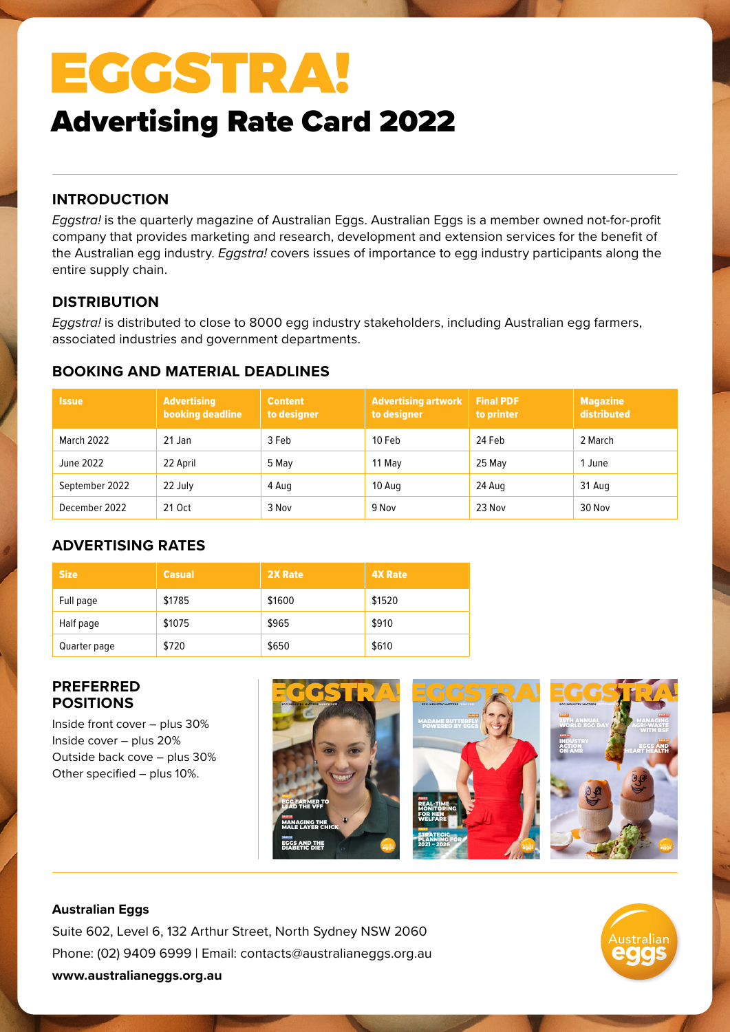# EGGSTRA!

## Advertising Rate Card 2022

### INTRODUCTION

*Eggstra!* is the quarterly magazine of Australian Eggs. Australian Eggs is a member owned not-for-profit company that provides marketing and research, development and extension services for the benefit of the Australian egg industry. *Eggstra!* covers issues of importance to egg industry participants along the entire supply chain.

### DISTRIBUTION

*Eggstra!* is distributed to close to 8000 egg industry stakeholders, including Australian egg farmers, associated industries and government departments.

### BOOKING AND MATERIAL DEADLINES

| Issue | Advertising booking deadline | Content to designer | Advertising artwork to designer | Final PDF to printer | Magazine distributed |
|---|---|---|---|---|---|
| March 2022 | 21 Jan | 3 Feb | 10 Feb | 24 Feb | 2 March |
| June 2022 | 22 April | 5 May | 11 May | 25 May | 1 June |
| September 2022 | 22 July | 4 Aug | 10 Aug | 24 Aug | 31 Aug |
| December 2022 | 21 Oct | 3 Nov | 9 Nov | 23 Nov | 30 Nov |

### ADVERTISING RATES

| Size | Casual | 2X Rate | 4X Rate |
|---|---|---|---|
| Full page | $1785 | $1600 | $1520 |
| Half page | $1075 | $965 | $910 |
| Quarter page | $720 | $650 | $610 |

### PREFERRED POSITIONS

Inside front cover – plus 30%
Inside cover – plus 20%
Outside back cover – plus 30%
Other specified – plus 10%.

**Australian Eggs**
Suite 602, Level 6, 132 Arthur Street, North Sydney NSW 2060
Phone: (02) 9409 6999 | Email: contacts@australianeggs.org.au
**www.australianeggs.org.au**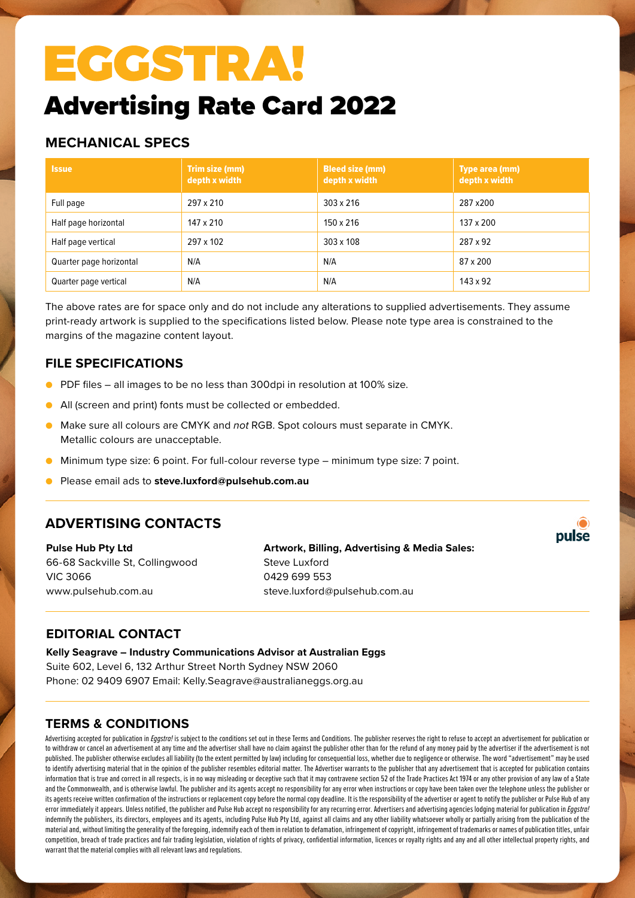# EGGSTRA!

# Advertising Rate Card 2022

## MECHANICAL SPECS

| Issue | Trim size (mm) depth x width | Bleed size (mm) depth x width | Type area (mm) depth x width |
|---|---|---|---|
| Full page | 297 x 210 | 303 x 216 | 287 x200 |
| Half page horizontal | 147 x 210 | 150 x 216 | 137 x 200 |
| Half page vertical | 297 x 102 | 303 x 108 | 287 x 92 |
| Quarter page horizontal | N/A | N/A | 87 x 200 |
| Quarter page vertical | N/A | N/A | 143 x 92 |

The above rates are for space only and do not include any alterations to supplied advertisements. They assume print-ready artwork is supplied to the specifications listed below. Please note type area is constrained to the margins of the magazine content layout.

## FILE SPECIFICATIONS

- PDF files – all images to be no less than 300dpi in resolution at 100% size.
- All (screen and print) fonts must be collected or embedded.
- Make sure all colours are CMYK and *not* RGB. Spot colours must separate in CMYK. Metallic colours are unacceptable.
- Minimum type size: 6 point. For full-colour reverse type – minimum type size: 7 point.
- Please email ads to **steve.luxford@pulsehub.com.au**

## ADVERTISING CONTACTS

**Pulse Hub Pty Ltd**
66-68 Sackville St, Collingwood
VIC 3066
www.pulsehub.com.au

**Artwork, Billing, Advertising & Media Sales:**
Steve Luxford
0429 699 553
steve.luxford@pulsehub.com.au

pulse

## EDITORIAL CONTACT

**Kelly Seagrave – Industry Communications Advisor at Australian Eggs**
Suite 602, Level 6, 132 Arthur Street North Sydney NSW 2060
Phone: 02 9409 6907 Email: Kelly.Seagrave@australianeggs.org.au

## TERMS & CONDITIONS

Advertising accepted for publication in *Eggstra!* is subject to the conditions set out in these Terms and Conditions. The publisher reserves the right to refuse to accept an advertisement for publication or to withdraw or cancel an advertisement at any time and the advertiser shall have no claim against the publisher other than for the refund of any money paid by the advertiser if the advertisement is not published. The publisher otherwise excludes all liability (to the extent permitted by law) including for consequential loss, whether due to negligence or otherwise. The word "advertisement" may be used to identify advertising material that in the opinion of the publisher resembles editorial matter. The Advertiser warrants to the publisher that any advertisement that is accepted for publication contains information that is true and correct in all respects, is in no way misleading or deceptive such that it may contravene section 52 of the Trade Practices Act 1974 or any other provision of any law of a State and the Commonwealth, and is otherwise lawful. The publisher and its agents accept no responsibility for any error when instructions or copy have been taken over the telephone unless the publisher or its agents receive written confirmation of the instructions or replacement copy before the normal copy deadline. It is the responsibility of the advertiser or agent to notify the publisher or Pulse Hub of any error immediately it appears. Unless notified, the publisher and Pulse Hub accept no responsibility for any recurring error. Advertisers and advertising agencies lodging material for publication in *Eggstra!* indemnify the publishers, its directors, employees and its agents, including Pulse Hub Pty Ltd, against all claims and any other liability whatsoever wholly or partially arising from the publication of the material and, without limiting the generality of the foregoing, indemnify each of them in relation to defamation, infringement of copyright, infringement of trademarks or names of publication titles, unfair competition, breach of trade practices and fair trading legislation, violation of rights of privacy, confidential information, licences or royalty rights and any and all other intellectual property rights, and warrant that the material complies with all relevant laws and regulations.